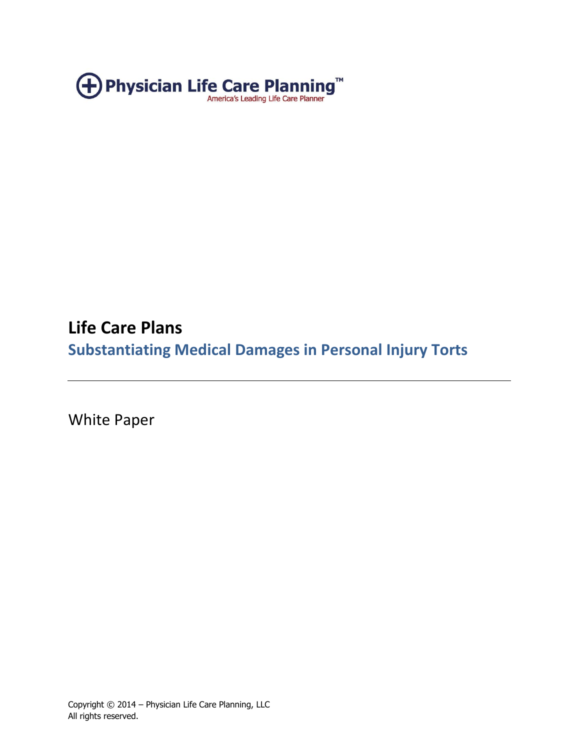Physician Life Care Planning™

America's Leading Life Care Planner

# Life Care Plans

## Substantiating Medical Damages in Personal Injury Torts

---

White Paper

Copyright © 2014 – Physician Life Care Planning, LLC
All rights reserved.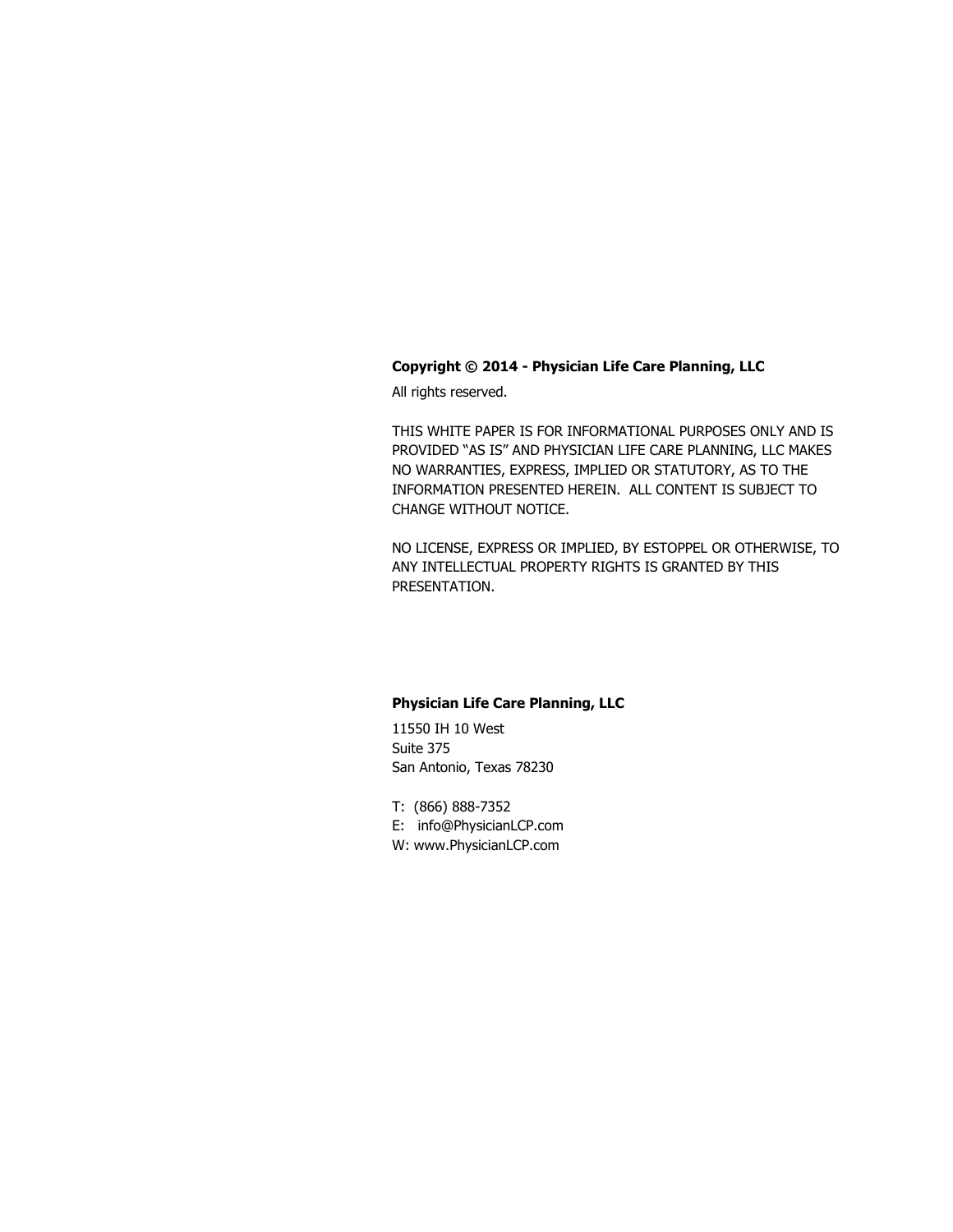**Copyright © 2014 - Physician Life Care Planning, LLC**

All rights reserved.

THIS WHITE PAPER IS FOR INFORMATIONAL PURPOSES ONLY AND IS PROVIDED "AS IS" AND PHYSICIAN LIFE CARE PLANNING, LLC MAKES NO WARRANTIES, EXPRESS, IMPLIED OR STATUTORY, AS TO THE INFORMATION PRESENTED HEREIN. ALL CONTENT IS SUBJECT TO CHANGE WITHOUT NOTICE.

NO LICENSE, EXPRESS OR IMPLIED, BY ESTOPPEL OR OTHERWISE, TO ANY INTELLECTUAL PROPERTY RIGHTS IS GRANTED BY THIS PRESENTATION.

**Physician Life Care Planning, LLC**

11550 IH 10 West
Suite 375
San Antonio, Texas 78230

T: (866) 888-7352
E: info@PhysicianLCP.com
W: www.PhysicianLCP.com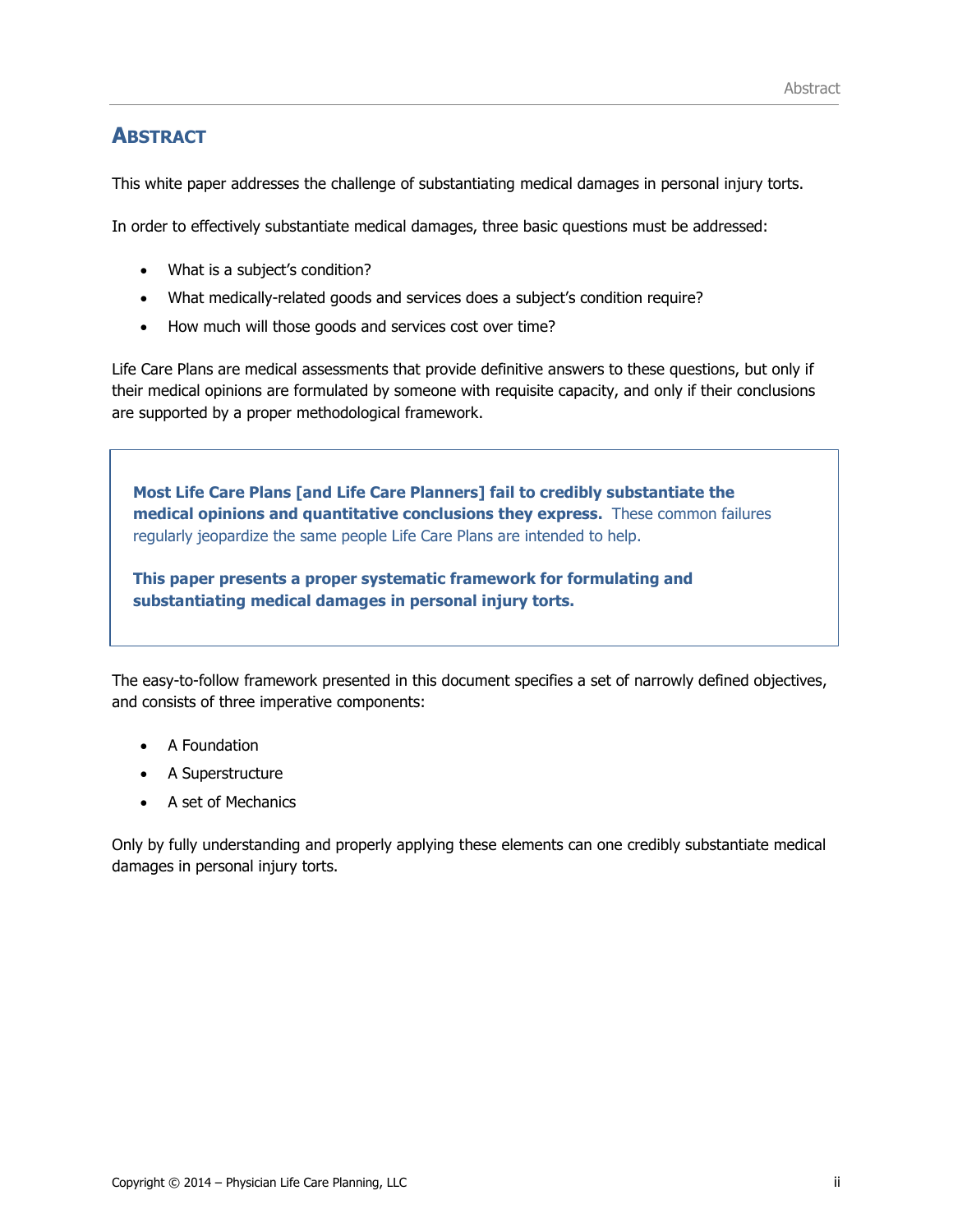# Abstract

This white paper addresses the challenge of substantiating medical damages in personal injury torts.

In order to effectively substantiate medical damages, three basic questions must be addressed:

- What is a subject's condition?
- What medically-related goods and services does a subject's condition require?
- How much will those goods and services cost over time?

Life Care Plans are medical assessments that provide definitive answers to these questions, but only if their medical opinions are formulated by someone with requisite capacity, and only if their conclusions are supported by a proper methodological framework.

> **Most Life Care Plans [and Life Care Planners] fail to credibly substantiate the medical opinions and quantitative conclusions they express.** These common failures regularly jeopardize the same people Life Care Plans are intended to help.
>
> **This paper presents a proper systematic framework for formulating and substantiating medical damages in personal injury torts.**

The easy-to-follow framework presented in this document specifies a set of narrowly defined objectives, and consists of three imperative components:

- A Foundation
- A Superstructure
- A set of Mechanics

Only by fully understanding and properly applying these elements can one credibly substantiate medical damages in personal injury torts.

Copyright © 2014 – Physician Life Care Planning, LLC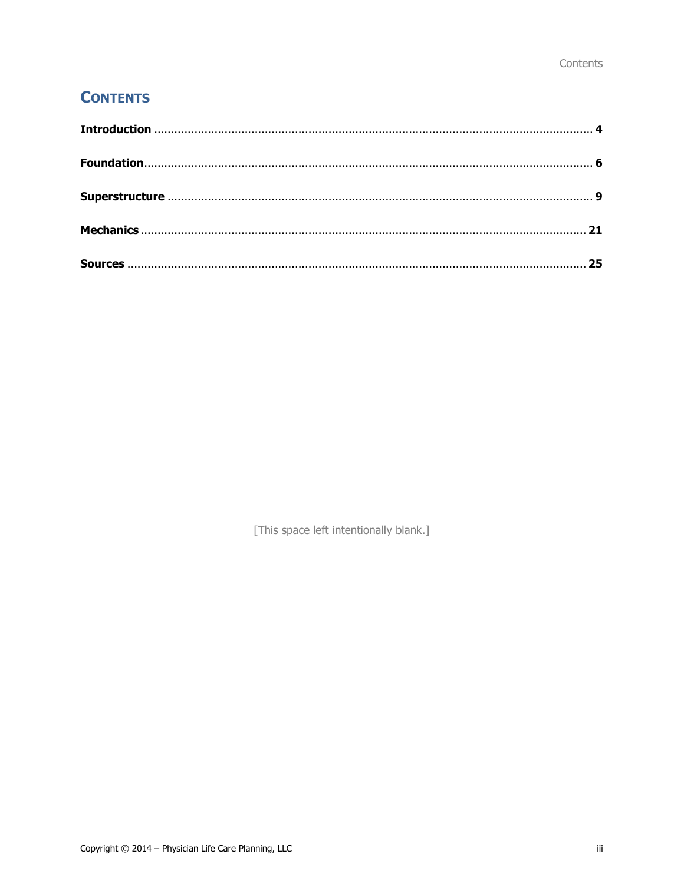# CONTENTS

**Introduction** ........................................................................................................ **4**

**Foundation**........................................................................................................... **6**

**Superstructure** ..................................................................................................... **9**

**Mechanics** ........................................................................................................... **21**

**Sources** ............................................................................................................... **25**

[This space left intentionally blank.]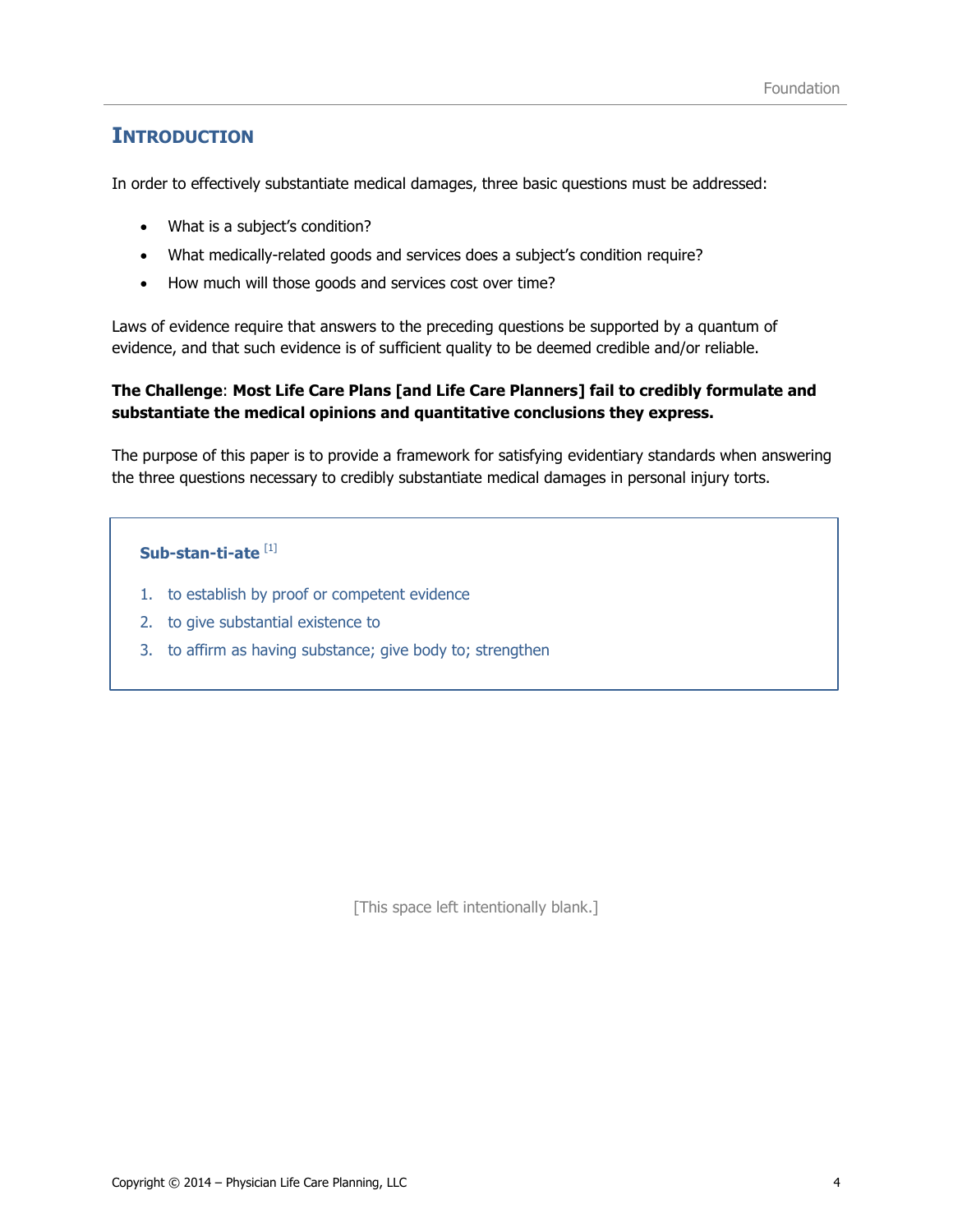# Introduction

In order to effectively substantiate medical damages, three basic questions must be addressed:

- What is a subject's condition?
- What medically-related goods and services does a subject's condition require?
- How much will those goods and services cost over time?

Laws of evidence require that answers to the preceding questions be supported by a quantum of evidence, and that such evidence is of sufficient quality to be deemed credible and/or reliable.

**The Challenge**: **Most Life Care Plans [and Life Care Planners] fail to credibly formulate and substantiate the medical opinions and quantitative conclusions they express.**

The purpose of this paper is to provide a framework for satisfying evidentiary standards when answering the three questions necessary to credibly substantiate medical damages in personal injury torts.

**Sub-stan-ti-ate** [1]

1. to establish by proof or competent evidence
2. to give substantial existence to
3. to affirm as having substance; give body to; strengthen

[This space left intentionally blank.]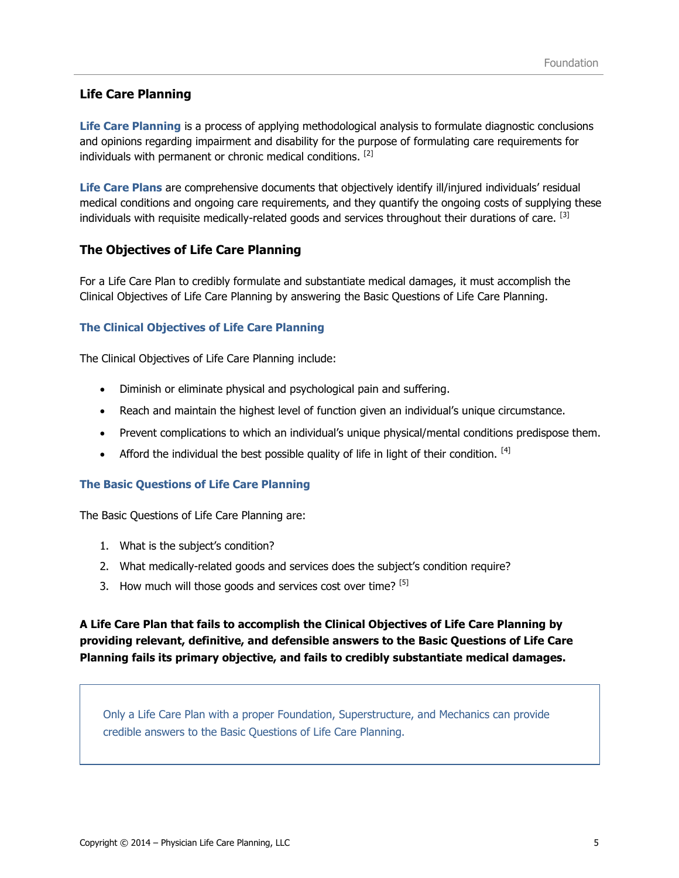## Life Care Planning

**Life Care Planning** is a process of applying methodological analysis to formulate diagnostic conclusions and opinions regarding impairment and disability for the purpose of formulating care requirements for individuals with permanent or chronic medical conditions. [2]

**Life Care Plans** are comprehensive documents that objectively identify ill/injured individuals' residual medical conditions and ongoing care requirements, and they quantify the ongoing costs of supplying these individuals with requisite medically-related goods and services throughout their durations of care. [3]

## The Objectives of Life Care Planning

For a Life Care Plan to credibly formulate and substantiate medical damages, it must accomplish the Clinical Objectives of Life Care Planning by answering the Basic Questions of Life Care Planning.

### The Clinical Objectives of Life Care Planning

The Clinical Objectives of Life Care Planning include:

- Diminish or eliminate physical and psychological pain and suffering.
- Reach and maintain the highest level of function given an individual's unique circumstance.
- Prevent complications to which an individual's unique physical/mental conditions predispose them.
- Afford the individual the best possible quality of life in light of their condition. [4]

### The Basic Questions of Life Care Planning

The Basic Questions of Life Care Planning are:

1. What is the subject's condition?
2. What medically-related goods and services does the subject's condition require?
3. How much will those goods and services cost over time? [5]

**A Life Care Plan that fails to accomplish the Clinical Objectives of Life Care Planning by providing relevant, definitive, and defensible answers to the Basic Questions of Life Care Planning fails its primary objective, and fails to credibly substantiate medical damages.**

> Only a Life Care Plan with a proper Foundation, Superstructure, and Mechanics can provide credible answers to the Basic Questions of Life Care Planning.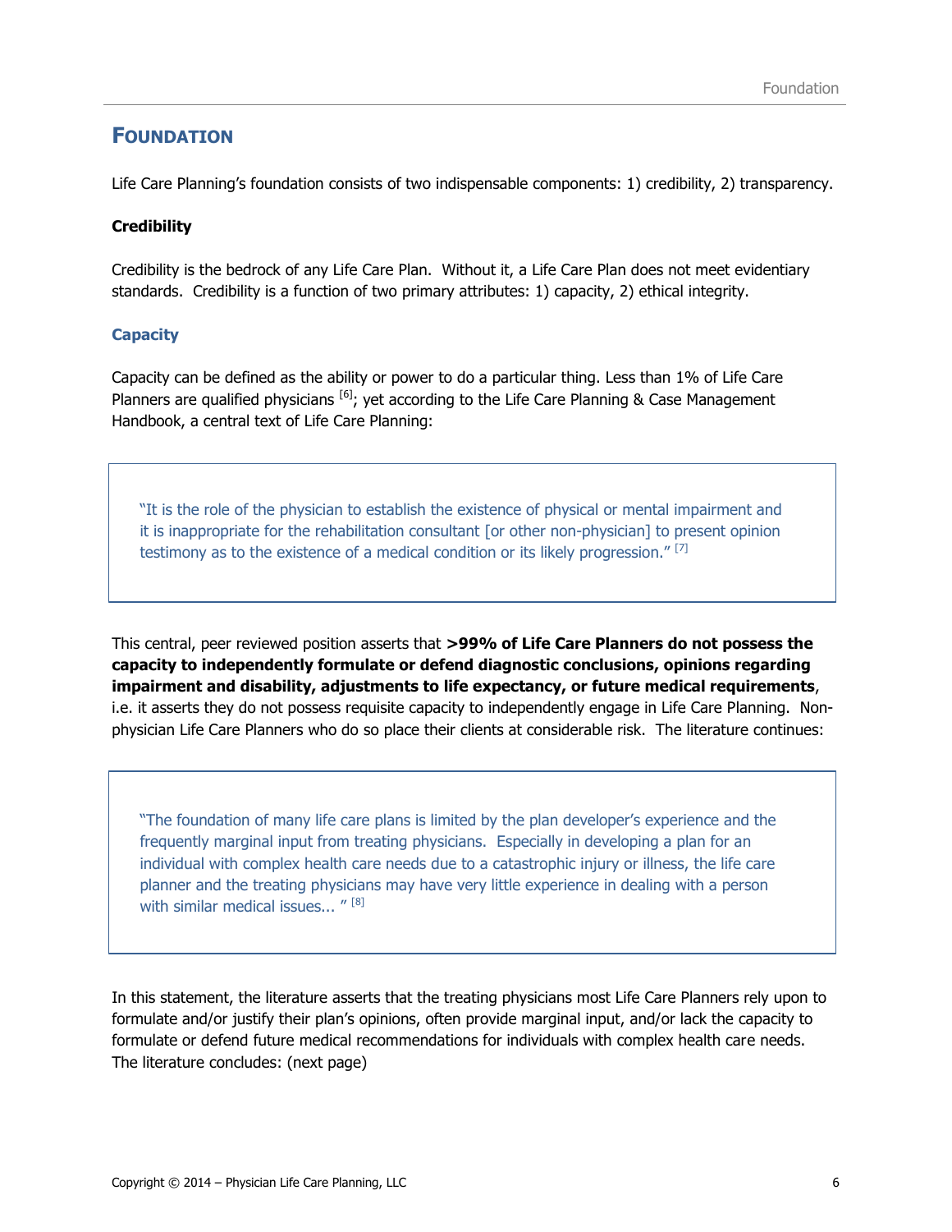## FOUNDATION

Life Care Planning's foundation consists of two indispensable components: 1) credibility, 2) transparency.

**Credibility**

Credibility is the bedrock of any Life Care Plan. Without it, a Life Care Plan does not meet evidentiary standards. Credibility is a function of two primary attributes: 1) capacity, 2) ethical integrity.

### Capacity

Capacity can be defined as the ability or power to do a particular thing. Less than 1% of Life Care Planners are qualified physicians [6]; yet according to the Life Care Planning & Case Management Handbook, a central text of Life Care Planning:

> "It is the role of the physician to establish the existence of physical or mental impairment and it is inappropriate for the rehabilitation consultant [or other non-physician] to present opinion testimony as to the existence of a medical condition or its likely progression." [7]

This central, peer reviewed position asserts that **>99% of Life Care Planners do not possess the capacity to independently formulate or defend diagnostic conclusions, opinions regarding impairment and disability, adjustments to life expectancy, or future medical requirements**, i.e. it asserts they do not possess requisite capacity to independently engage in Life Care Planning. Non-physician Life Care Planners who do so place their clients at considerable risk. The literature continues:

> "The foundation of many life care plans is limited by the plan developer's experience and the frequently marginal input from treating physicians. Especially in developing a plan for an individual with complex health care needs due to a catastrophic injury or illness, the life care planner and the treating physicians may have very little experience in dealing with a person with similar medical issues... " [8]

In this statement, the literature asserts that the treating physicians most Life Care Planners rely upon to formulate and/or justify their plan's opinions, often provide marginal input, and/or lack the capacity to formulate or defend future medical recommendations for individuals with complex health care needs. The literature concludes: (next page)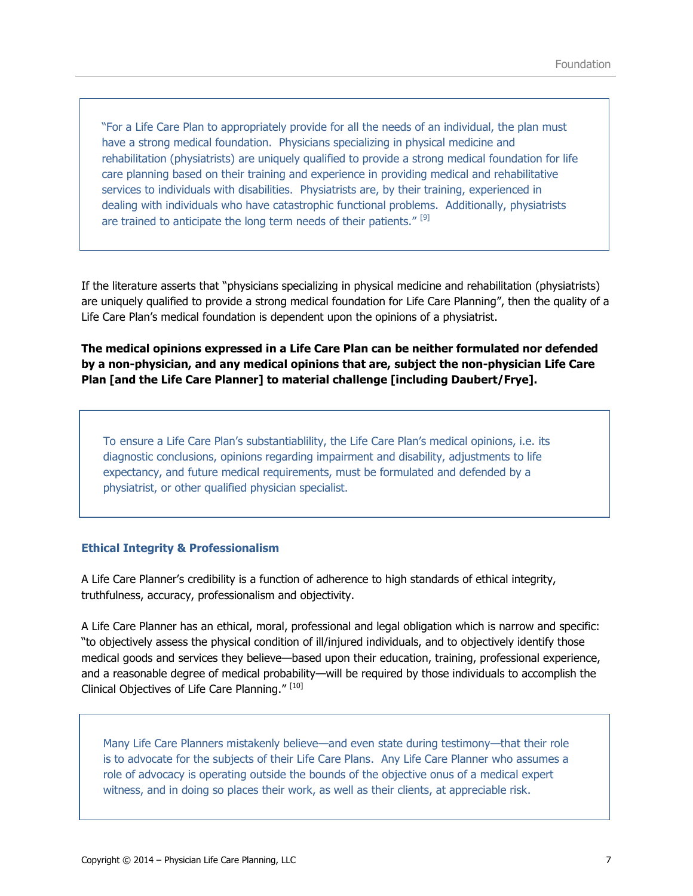> "For a Life Care Plan to appropriately provide for all the needs of an individual, the plan must have a strong medical foundation. Physicians specializing in physical medicine and rehabilitation (physiatrists) are uniquely qualified to provide a strong medical foundation for life care planning based on their training and experience in providing medical and rehabilitative services to individuals with disabilities. Physiatrists are, by their training, experienced in dealing with individuals who have catastrophic functional problems. Additionally, physiatrists are trained to anticipate the long term needs of their patients." [9]

If the literature asserts that "physicians specializing in physical medicine and rehabilitation (physiatrists) are uniquely qualified to provide a strong medical foundation for Life Care Planning", then the quality of a Life Care Plan's medical foundation is dependent upon the opinions of a physiatrist.

**The medical opinions expressed in a Life Care Plan can be neither formulated nor defended by a non-physician, and any medical opinions that are, subject the non-physician Life Care Plan [and the Life Care Planner] to material challenge [including Daubert/Frye].**

> To ensure a Life Care Plan's substantiablility, the Life Care Plan's medical opinions, i.e. its diagnostic conclusions, opinions regarding impairment and disability, adjustments to life expectancy, and future medical requirements, must be formulated and defended by a physiatrist, or other qualified physician specialist.

### Ethical Integrity & Professionalism

A Life Care Planner's credibility is a function of adherence to high standards of ethical integrity, truthfulness, accuracy, professionalism and objectivity.

A Life Care Planner has an ethical, moral, professional and legal obligation which is narrow and specific: "to objectively assess the physical condition of ill/injured individuals, and to objectively identify those medical goods and services they believe—based upon their education, training, professional experience, and a reasonable degree of medical probability—will be required by those individuals to accomplish the Clinical Objectives of Life Care Planning." [10]

> Many Life Care Planners mistakenly believe—and even state during testimony—that their role is to advocate for the subjects of their Life Care Plans. Any Life Care Planner who assumes a role of advocacy is operating outside the bounds of the objective onus of a medical expert witness, and in doing so places their work, as well as their clients, at appreciable risk.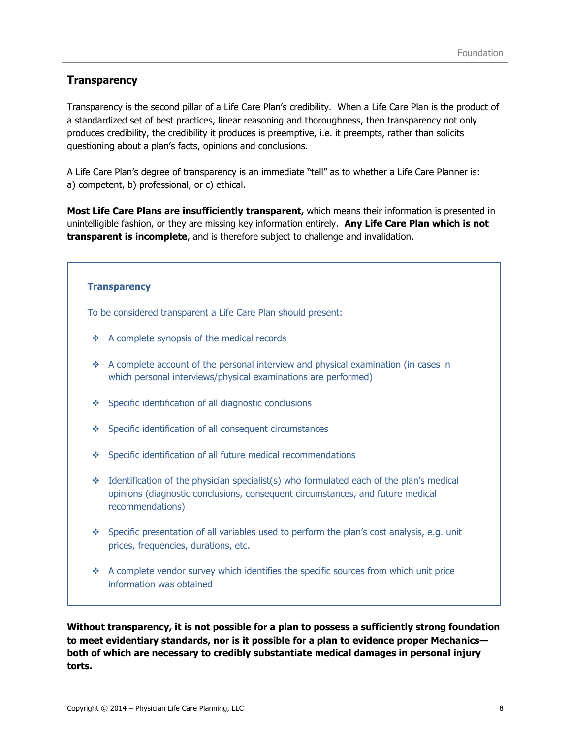## Transparency

Transparency is the second pillar of a Life Care Plan's credibility. When a Life Care Plan is the product of a standardized set of best practices, linear reasoning and thoroughness, then transparency not only produces credibility, the credibility it produces is preemptive, i.e. it preempts, rather than solicits questioning about a plan's facts, opinions and conclusions.

A Life Care Plan's degree of transparency is an immediate "tell" as to whether a Life Care Planner is: a) competent, b) professional, or c) ethical.

**Most Life Care Plans are insufficiently transparent,** which means their information is presented in unintelligible fashion, or they are missing key information entirely. **Any Life Care Plan which is not transparent is incomplete**, and is therefore subject to challenge and invalidation.

> **Transparency**
>
> To be considered transparent a Life Care Plan should present:
>
> - A complete synopsis of the medical records
> - A complete account of the personal interview and physical examination (in cases in which personal interviews/physical examinations are performed)
> - Specific identification of all diagnostic conclusions
> - Specific identification of all consequent circumstances
> - Specific identification of all future medical recommendations
> - Identification of the physician specialist(s) who formulated each of the plan's medical opinions (diagnostic conclusions, consequent circumstances, and future medical recommendations)
> - Specific presentation of all variables used to perform the plan's cost analysis, e.g. unit prices, frequencies, durations, etc.
> - A complete vendor survey which identifies the specific sources from which unit price information was obtained

**Without transparency, it is not possible for a plan to possess a sufficiently strong foundation to meet evidentiary standards, nor is it possible for a plan to evidence proper Mechanics—both of which are necessary to credibly substantiate medical damages in personal injury torts.**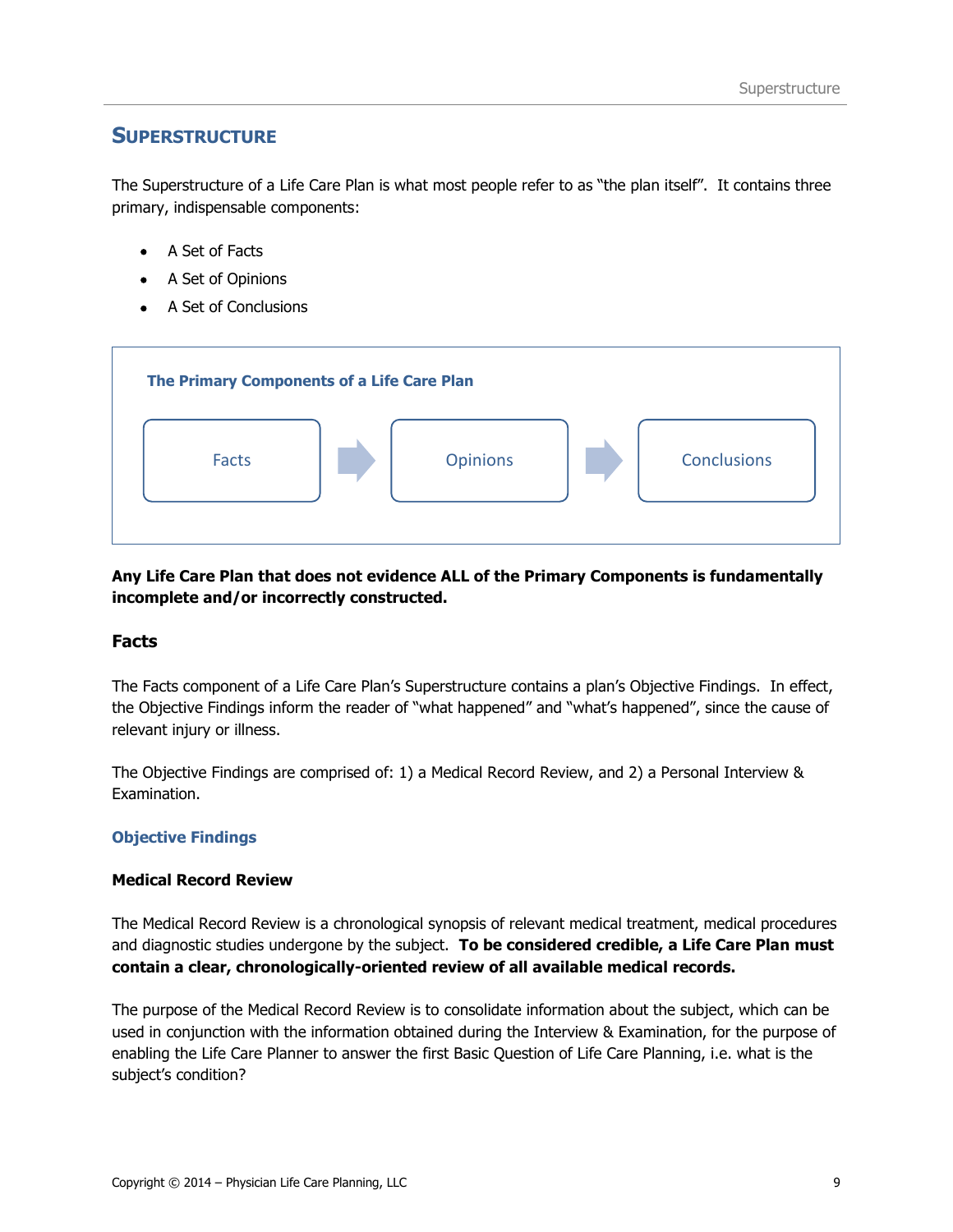## SUPERSTRUCTURE

The Superstructure of a Life Care Plan is what most people refer to as "the plan itself". It contains three primary, indispensable components:

- A Set of Facts
- A Set of Opinions
- A Set of Conclusions

**The Primary Components of a Life Care Plan**

Facts → Opinions → Conclusions

**Any Life Care Plan that does not evidence ALL of the Primary Components is fundamentally incomplete and/or incorrectly constructed.**

### Facts

The Facts component of a Life Care Plan's Superstructure contains a plan's Objective Findings. In effect, the Objective Findings inform the reader of "what happened" and "what's happened", since the cause of relevant injury or illness.

The Objective Findings are comprised of: 1) a Medical Record Review, and 2) a Personal Interview & Examination.

#### Objective Findings

**Medical Record Review**

The Medical Record Review is a chronological synopsis of relevant medical treatment, medical procedures and diagnostic studies undergone by the subject. **To be considered credible, a Life Care Plan must contain a clear, chronologically-oriented review of all available medical records.**

The purpose of the Medical Record Review is to consolidate information about the subject, which can be used in conjunction with the information obtained during the Interview & Examination, for the purpose of enabling the Life Care Planner to answer the first Basic Question of Life Care Planning, i.e. what is the subject's condition?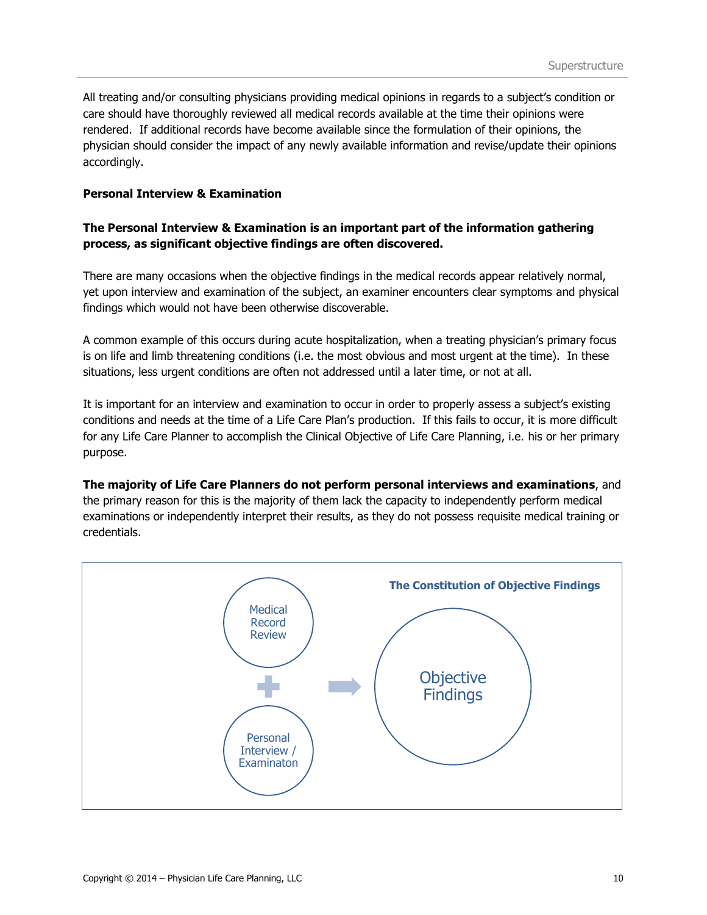All treating and/or consulting physicians providing medical opinions in regards to a subject's condition or care should have thoroughly reviewed all medical records available at the time their opinions were rendered. If additional records have become available since the formulation of their opinions, the physician should consider the impact of any newly available information and revise/update their opinions accordingly.

**Personal Interview & Examination**

**The Personal Interview & Examination is an important part of the information gathering process, as significant objective findings are often discovered.**

There are many occasions when the objective findings in the medical records appear relatively normal, yet upon interview and examination of the subject, an examiner encounters clear symptoms and physical findings which would not have been otherwise discoverable.

A common example of this occurs during acute hospitalization, when a treating physician's primary focus is on life and limb threatening conditions (i.e. the most obvious and most urgent at the time). In these situations, less urgent conditions are often not addressed until a later time, or not at all.

It is important for an interview and examination to occur in order to properly assess a subject's existing conditions and needs at the time of a Life Care Plan's production. If this fails to occur, it is more difficult for any Life Care Planner to accomplish the Clinical Objective of Life Care Planning, i.e. his or her primary purpose.

**The majority of Life Care Planners do not perform personal interviews and examinations**, and the primary reason for this is the majority of them lack the capacity to independently perform medical examinations or independently interpret their results, as they do not possess requisite medical training or credentials.

**The Constitution of Objective Findings**

Medical Record Review + Personal Interview / Examinaton → Objective Findings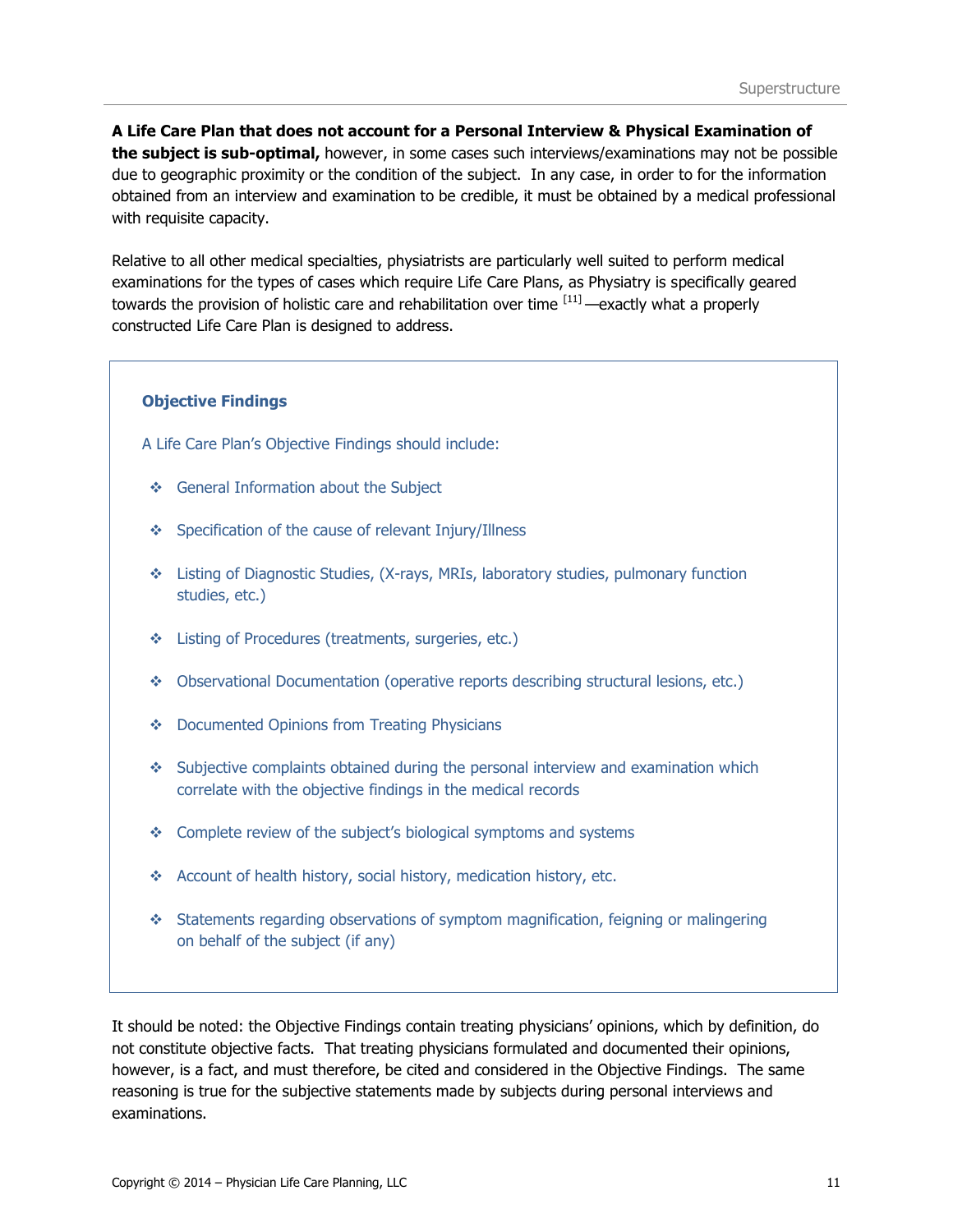**A Life Care Plan that does not account for a Personal Interview & Physical Examination of the subject is sub-optimal,** however, in some cases such interviews/examinations may not be possible due to geographic proximity or the condition of the subject. In any case, in order to for the information obtained from an interview and examination to be credible, it must be obtained by a medical professional with requisite capacity.

Relative to all other medical specialties, physiatrists are particularly well suited to perform medical examinations for the types of cases which require Life Care Plans, as Physiatry is specifically geared towards the provision of holistic care and rehabilitation over time [11] —exactly what a properly constructed Life Care Plan is designed to address.

### Objective Findings

A Life Care Plan's Objective Findings should include:

- General Information about the Subject
- Specification of the cause of relevant Injury/Illness
- Listing of Diagnostic Studies, (X-rays, MRIs, laboratory studies, pulmonary function studies, etc.)
- Listing of Procedures (treatments, surgeries, etc.)
- Observational Documentation (operative reports describing structural lesions, etc.)
- Documented Opinions from Treating Physicians
- Subjective complaints obtained during the personal interview and examination which correlate with the objective findings in the medical records
- Complete review of the subject's biological symptoms and systems
- Account of health history, social history, medication history, etc.
- Statements regarding observations of symptom magnification, feigning or malingering on behalf of the subject (if any)

It should be noted: the Objective Findings contain treating physicians' opinions, which by definition, do not constitute objective facts. That treating physicians formulated and documented their opinions, however, is a fact, and must therefore, be cited and considered in the Objective Findings. The same reasoning is true for the subjective statements made by subjects during personal interviews and examinations.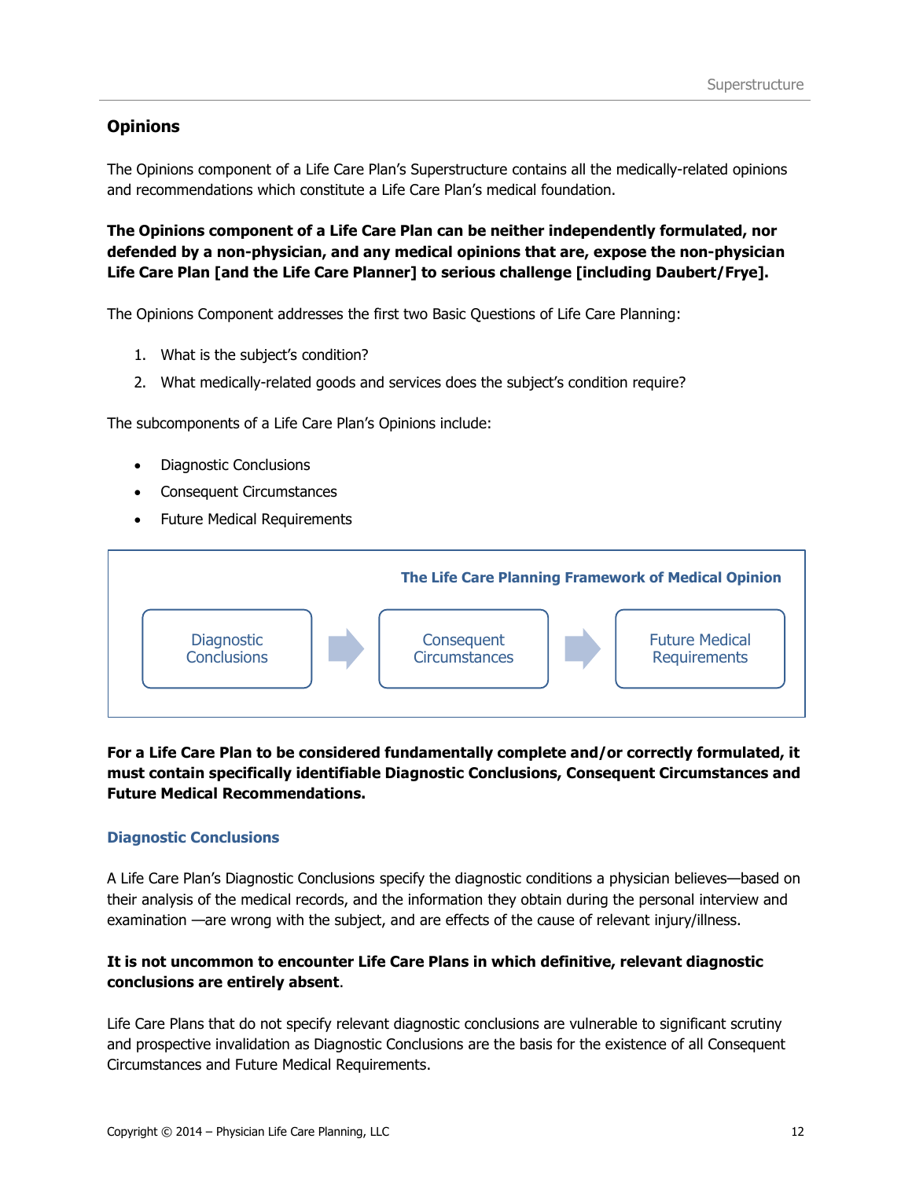## Opinions

The Opinions component of a Life Care Plan's Superstructure contains all the medically-related opinions and recommendations which constitute a Life Care Plan's medical foundation.

**The Opinions component of a Life Care Plan can be neither independently formulated, nor defended by a non-physician, and any medical opinions that are, expose the non-physician Life Care Plan [and the Life Care Planner] to serious challenge [including Daubert/Frye].**

The Opinions Component addresses the first two Basic Questions of Life Care Planning:

1. What is the subject's condition?
2. What medically-related goods and services does the subject's condition require?

The subcomponents of a Life Care Plan's Opinions include:

- Diagnostic Conclusions
- Consequent Circumstances
- Future Medical Requirements

**The Life Care Planning Framework of Medical Opinion**

Diagnostic Conclusions → Consequent Circumstances → Future Medical Requirements

**For a Life Care Plan to be considered fundamentally complete and/or correctly formulated, it must contain specifically identifiable Diagnostic Conclusions, Consequent Circumstances and Future Medical Recommendations.**

### Diagnostic Conclusions

A Life Care Plan's Diagnostic Conclusions specify the diagnostic conditions a physician believes—based on their analysis of the medical records, and the information they obtain during the personal interview and examination —are wrong with the subject, and are effects of the cause of relevant injury/illness.

**It is not uncommon to encounter Life Care Plans in which definitive, relevant diagnostic conclusions are entirely absent**.

Life Care Plans that do not specify relevant diagnostic conclusions are vulnerable to significant scrutiny and prospective invalidation as Diagnostic Conclusions are the basis for the existence of all Consequent Circumstances and Future Medical Requirements.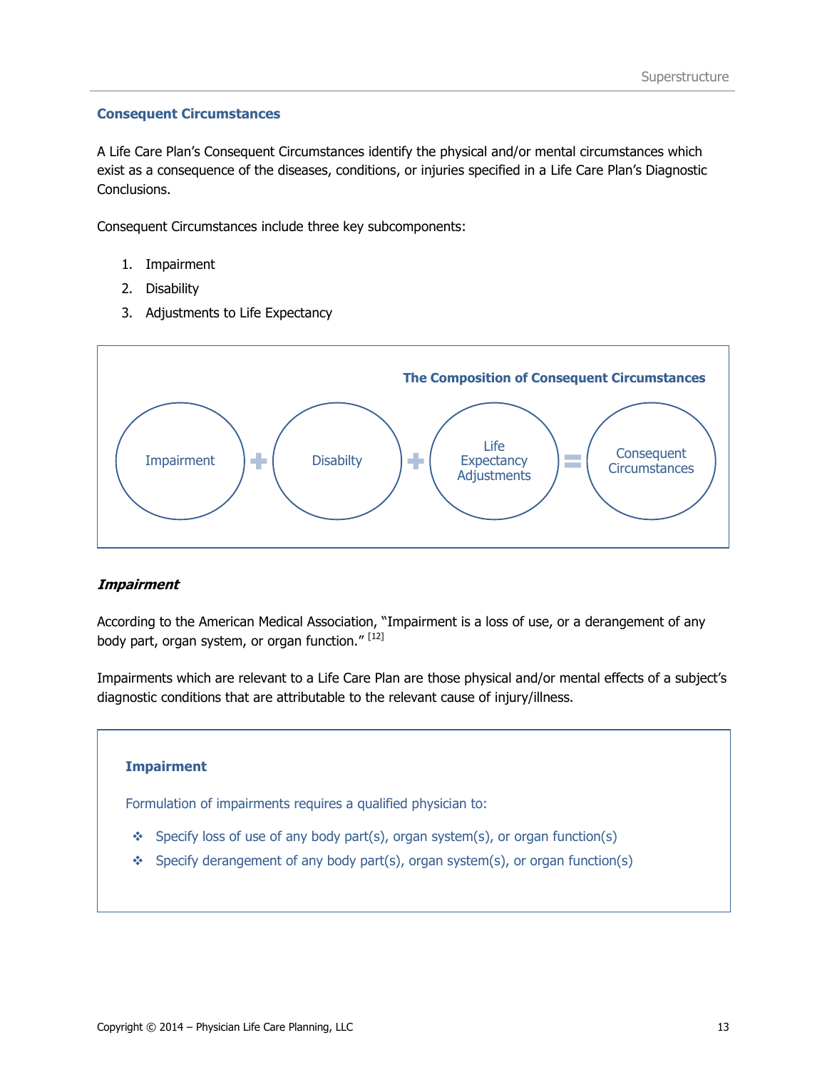## Consequent Circumstances

A Life Care Plan's Consequent Circumstances identify the physical and/or mental circumstances which exist as a consequence of the diseases, conditions, or injuries specified in a Life Care Plan's Diagnostic Conclusions.

Consequent Circumstances include three key subcomponents:

1. Impairment
2. Disability
3. Adjustments to Life Expectancy

**The Composition of Consequent Circumstances**

Impairment + Disabilty + Life Expectancy Adjustments = Consequent Circumstances

### *Impairment*

According to the American Medical Association, "Impairment is a loss of use, or a derangement of any body part, organ system, or organ function." [12]

Impairments which are relevant to a Life Care Plan are those physical and/or mental effects of a subject's diagnostic conditions that are attributable to the relevant cause of injury/illness.

**Impairment**

Formulation of impairments requires a qualified physician to:

- Specify loss of use of any body part(s), organ system(s), or organ function(s)
- Specify derangement of any body part(s), organ system(s), or organ function(s)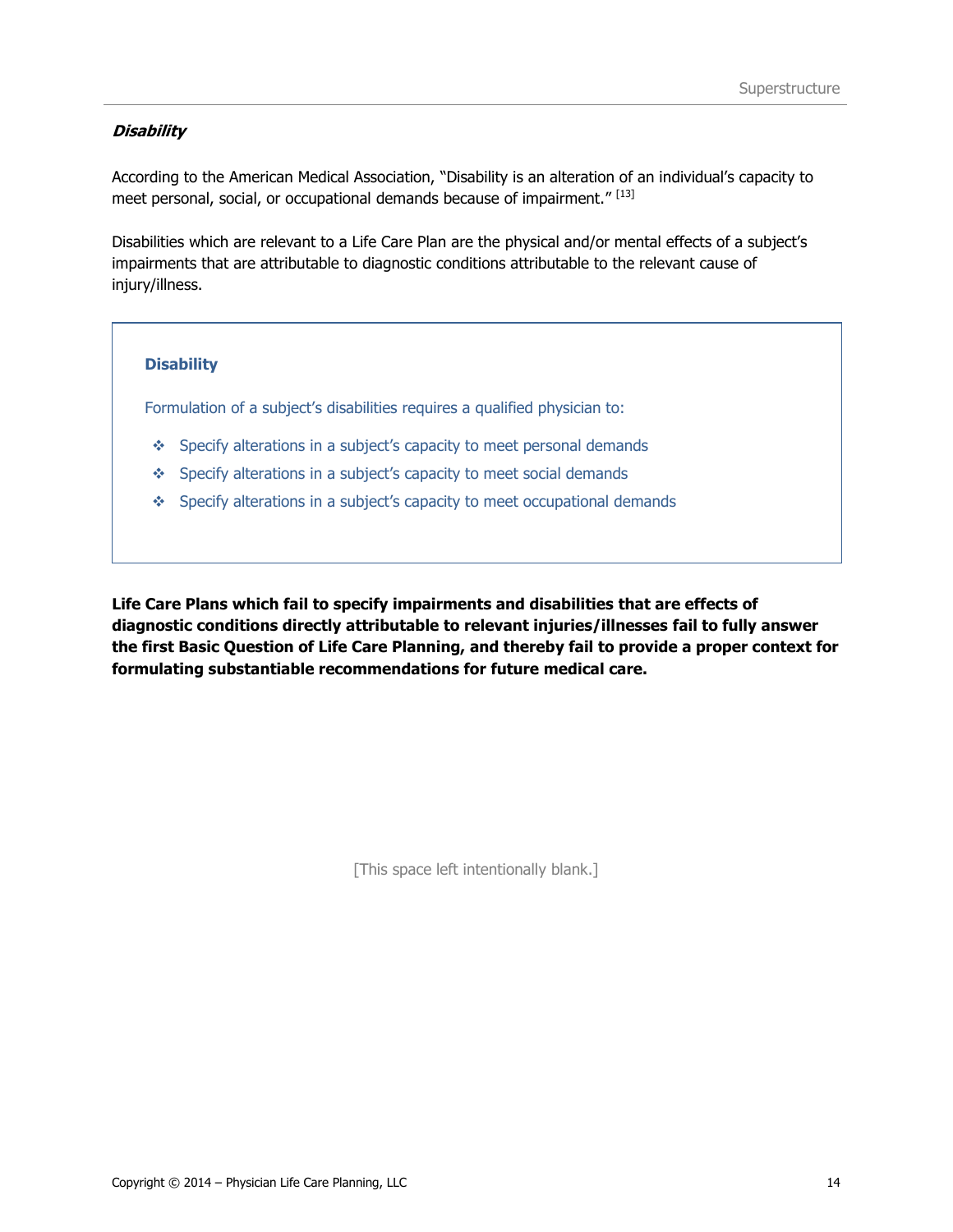***Disability***

According to the American Medical Association, "Disability is an alteration of an individual's capacity to meet personal, social, or occupational demands because of impairment." [13]

Disabilities which are relevant to a Life Care Plan are the physical and/or mental effects of a subject's impairments that are attributable to diagnostic conditions attributable to the relevant cause of injury/illness.

> **Disability**
>
> Formulation of a subject's disabilities requires a qualified physician to:
>
> - Specify alterations in a subject's capacity to meet personal demands
> - Specify alterations in a subject's capacity to meet social demands
> - Specify alterations in a subject's capacity to meet occupational demands

**Life Care Plans which fail to specify impairments and disabilities that are effects of diagnostic conditions directly attributable to relevant injuries/illnesses fail to fully answer the first Basic Question of Life Care Planning, and thereby fail to provide a proper context for formulating substantiable recommendations for future medical care.**

[This space left intentionally blank.]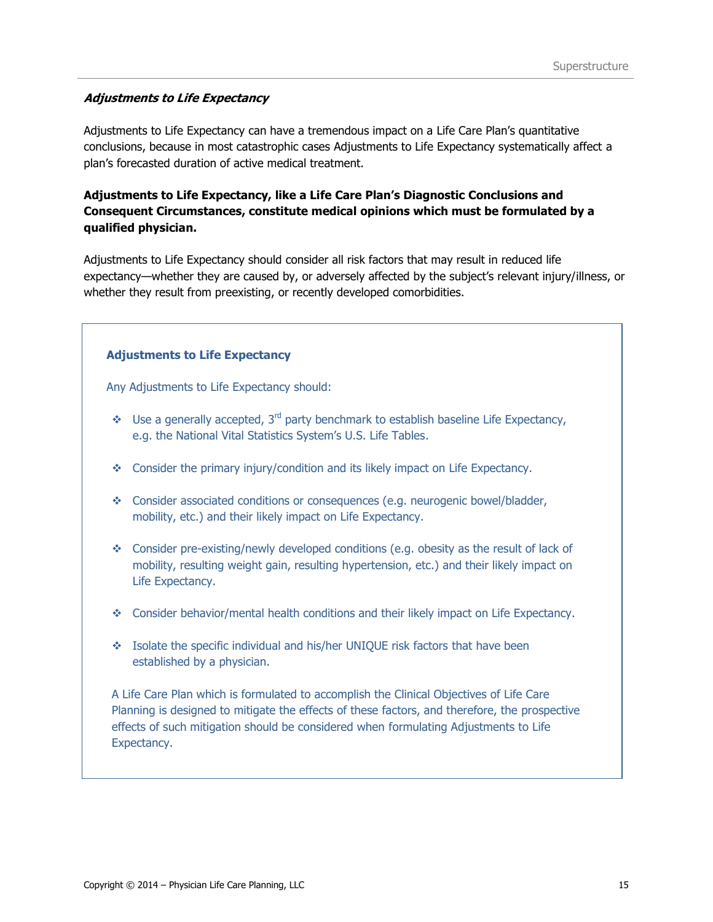### *Adjustments to Life Expectancy*

Adjustments to Life Expectancy can have a tremendous impact on a Life Care Plan's quantitative conclusions, because in most catastrophic cases Adjustments to Life Expectancy systematically affect a plan's forecasted duration of active medical treatment.

**Adjustments to Life Expectancy, like a Life Care Plan's Diagnostic Conclusions and Consequent Circumstances, constitute medical opinions which must be formulated by a qualified physician.**

Adjustments to Life Expectancy should consider all risk factors that may result in reduced life expectancy—whether they are caused by, or adversely affected by the subject's relevant injury/illness, or whether they result from preexisting, or recently developed comorbidities.

**Adjustments to Life Expectancy**

Any Adjustments to Life Expectancy should:

- Use a generally accepted, 3rd party benchmark to establish baseline Life Expectancy, e.g. the National Vital Statistics System's U.S. Life Tables.
- Consider the primary injury/condition and its likely impact on Life Expectancy.
- Consider associated conditions or consequences (e.g. neurogenic bowel/bladder, mobility, etc.) and their likely impact on Life Expectancy.
- Consider pre-existing/newly developed conditions (e.g. obesity as the result of lack of mobility, resulting weight gain, resulting hypertension, etc.) and their likely impact on Life Expectancy.
- Consider behavior/mental health conditions and their likely impact on Life Expectancy.
- Isolate the specific individual and his/her UNIQUE risk factors that have been established by a physician.

A Life Care Plan which is formulated to accomplish the Clinical Objectives of Life Care Planning is designed to mitigate the effects of these factors, and therefore, the prospective effects of such mitigation should be considered when formulating Adjustments to Life Expectancy.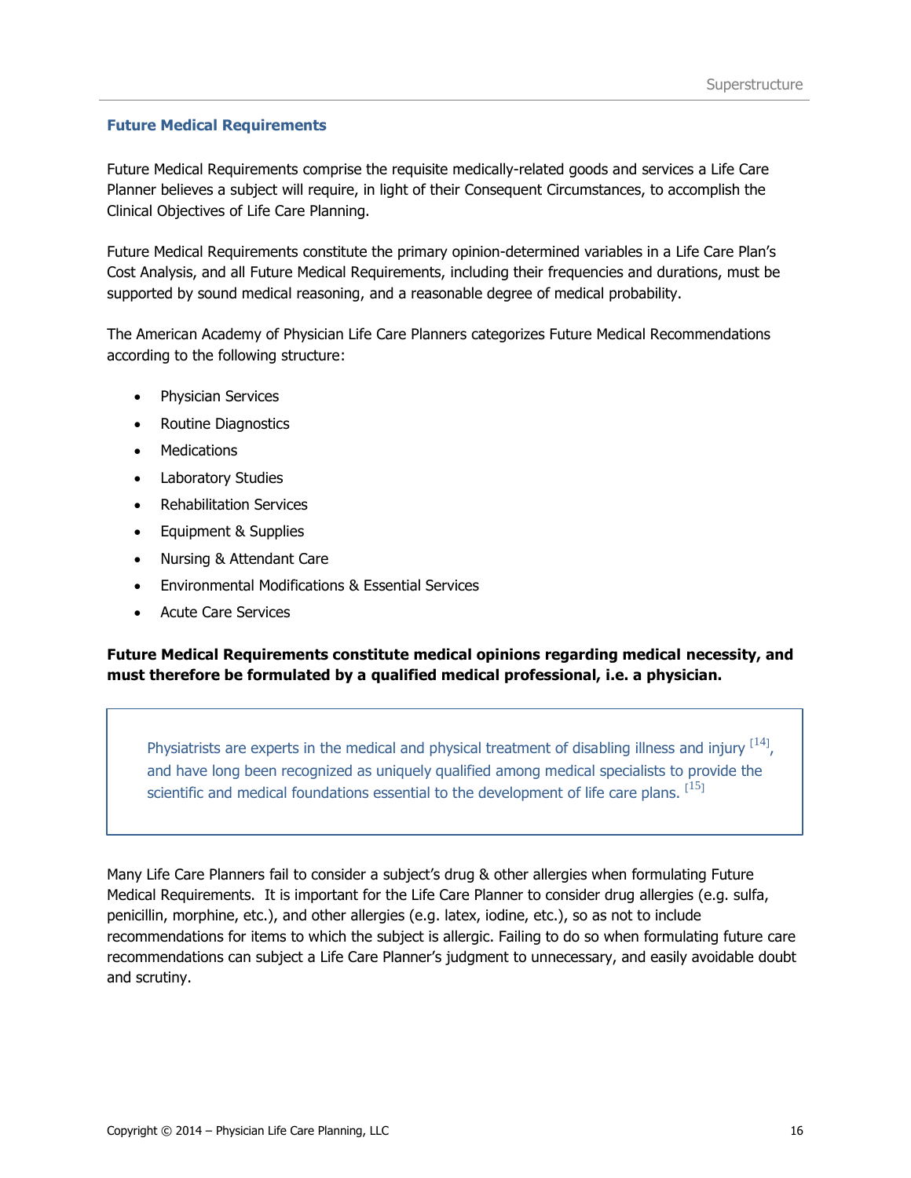## Future Medical Requirements

Future Medical Requirements comprise the requisite medically-related goods and services a Life Care Planner believes a subject will require, in light of their Consequent Circumstances, to accomplish the Clinical Objectives of Life Care Planning.

Future Medical Requirements constitute the primary opinion-determined variables in a Life Care Plan's Cost Analysis, and all Future Medical Requirements, including their frequencies and durations, must be supported by sound medical reasoning, and a reasonable degree of medical probability.

The American Academy of Physician Life Care Planners categorizes Future Medical Recommendations according to the following structure:

- Physician Services
- Routine Diagnostics
- Medications
- Laboratory Studies
- Rehabilitation Services
- Equipment & Supplies
- Nursing & Attendant Care
- Environmental Modifications & Essential Services
- Acute Care Services

**Future Medical Requirements constitute medical opinions regarding medical necessity, and must therefore be formulated by a qualified medical professional, i.e. a physician.**

> Physiatrists are experts in the medical and physical treatment of disabling illness and injury [14], and have long been recognized as uniquely qualified among medical specialists to provide the scientific and medical foundations essential to the development of life care plans. [15]

Many Life Care Planners fail to consider a subject's drug & other allergies when formulating Future Medical Requirements. It is important for the Life Care Planner to consider drug allergies (e.g. sulfa, penicillin, morphine, etc.), and other allergies (e.g. latex, iodine, etc.), so as not to include recommendations for items to which the subject is allergic. Failing to do so when formulating future care recommendations can subject a Life Care Planner's judgment to unnecessary, and easily avoidable doubt and scrutiny.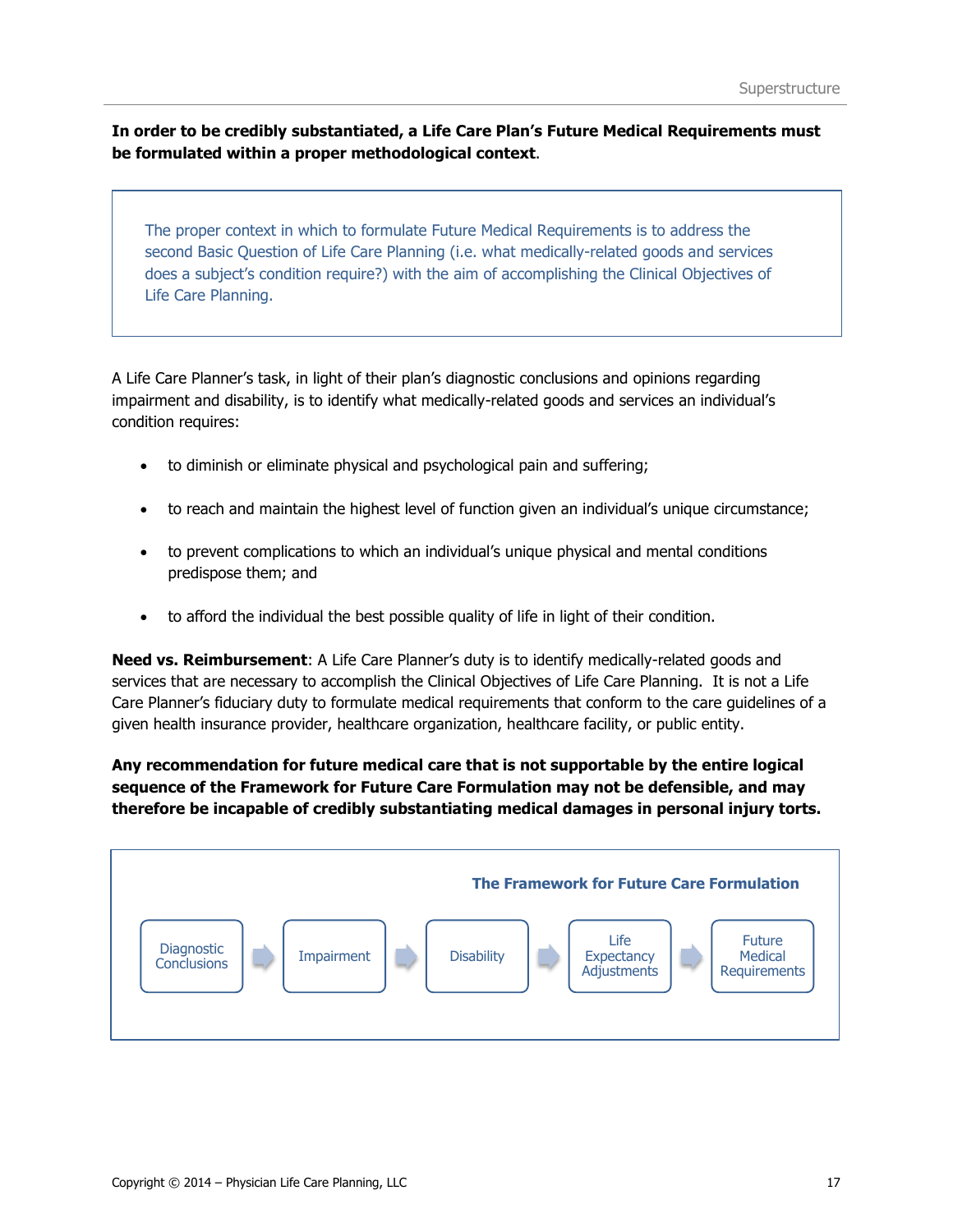**In order to be credibly substantiated, a Life Care Plan's Future Medical Requirements must be formulated within a proper methodological context**.

> The proper context in which to formulate Future Medical Requirements is to address the second Basic Question of Life Care Planning (i.e. what medically-related goods and services does a subject's condition require?) with the aim of accomplishing the Clinical Objectives of Life Care Planning.

A Life Care Planner's task, in light of their plan's diagnostic conclusions and opinions regarding impairment and disability, is to identify what medically-related goods and services an individual's condition requires:

- to diminish or eliminate physical and psychological pain and suffering;
- to reach and maintain the highest level of function given an individual's unique circumstance;
- to prevent complications to which an individual's unique physical and mental conditions predispose them; and
- to afford the individual the best possible quality of life in light of their condition.

**Need vs. Reimbursement**: A Life Care Planner's duty is to identify medically-related goods and services that are necessary to accomplish the Clinical Objectives of Life Care Planning. It is not a Life Care Planner's fiduciary duty to formulate medical requirements that conform to the care guidelines of a given health insurance provider, healthcare organization, healthcare facility, or public entity.

**Any recommendation for future medical care that is not supportable by the entire logical sequence of the Framework for Future Care Formulation may not be defensible, and may therefore be incapable of credibly substantiating medical damages in personal injury torts.**

**The Framework for Future Care Formulation**

Diagnostic Conclusions → Impairment → Disability → Life Expectancy Adjustments → Future Medical Requirements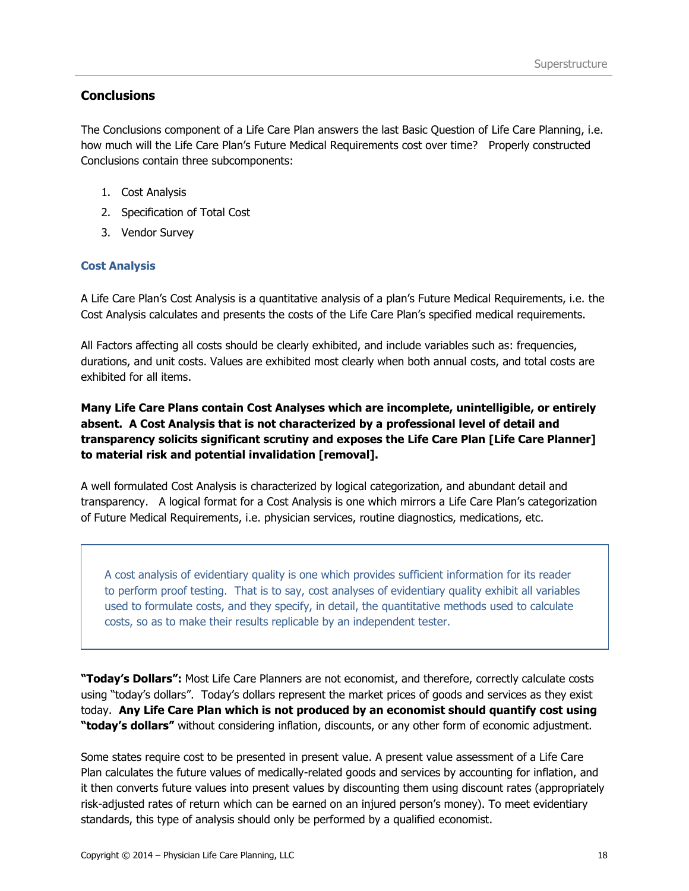## Conclusions

The Conclusions component of a Life Care Plan answers the last Basic Question of Life Care Planning, i.e. how much will the Life Care Plan's Future Medical Requirements cost over time? Properly constructed Conclusions contain three subcomponents:

1. Cost Analysis
2. Specification of Total Cost
3. Vendor Survey

### Cost Analysis

A Life Care Plan's Cost Analysis is a quantitative analysis of a plan's Future Medical Requirements, i.e. the Cost Analysis calculates and presents the costs of the Life Care Plan's specified medical requirements.

All Factors affecting all costs should be clearly exhibited, and include variables such as: frequencies, durations, and unit costs. Values are exhibited most clearly when both annual costs, and total costs are exhibited for all items.

**Many Life Care Plans contain Cost Analyses which are incomplete, unintelligible, or entirely absent. A Cost Analysis that is not characterized by a professional level of detail and transparency solicits significant scrutiny and exposes the Life Care Plan [Life Care Planner] to material risk and potential invalidation [removal].**

A well formulated Cost Analysis is characterized by logical categorization, and abundant detail and transparency. A logical format for a Cost Analysis is one which mirrors a Life Care Plan's categorization of Future Medical Requirements, i.e. physician services, routine diagnostics, medications, etc.

> A cost analysis of evidentiary quality is one which provides sufficient information for its reader to perform proof testing. That is to say, cost analyses of evidentiary quality exhibit all variables used to formulate costs, and they specify, in detail, the quantitative methods used to calculate costs, so as to make their results replicable by an independent tester.

**"Today's Dollars":** Most Life Care Planners are not economist, and therefore, correctly calculate costs using "today's dollars". Today's dollars represent the market prices of goods and services as they exist today. **Any Life Care Plan which is not produced by an economist should quantify cost using "today's dollars"** without considering inflation, discounts, or any other form of economic adjustment.

Some states require cost to be presented in present value. A present value assessment of a Life Care Plan calculates the future values of medically-related goods and services by accounting for inflation, and it then converts future values into present values by discounting them using discount rates (appropriately risk-adjusted rates of return which can be earned on an injured person's money). To meet evidentiary standards, this type of analysis should only be performed by a qualified economist.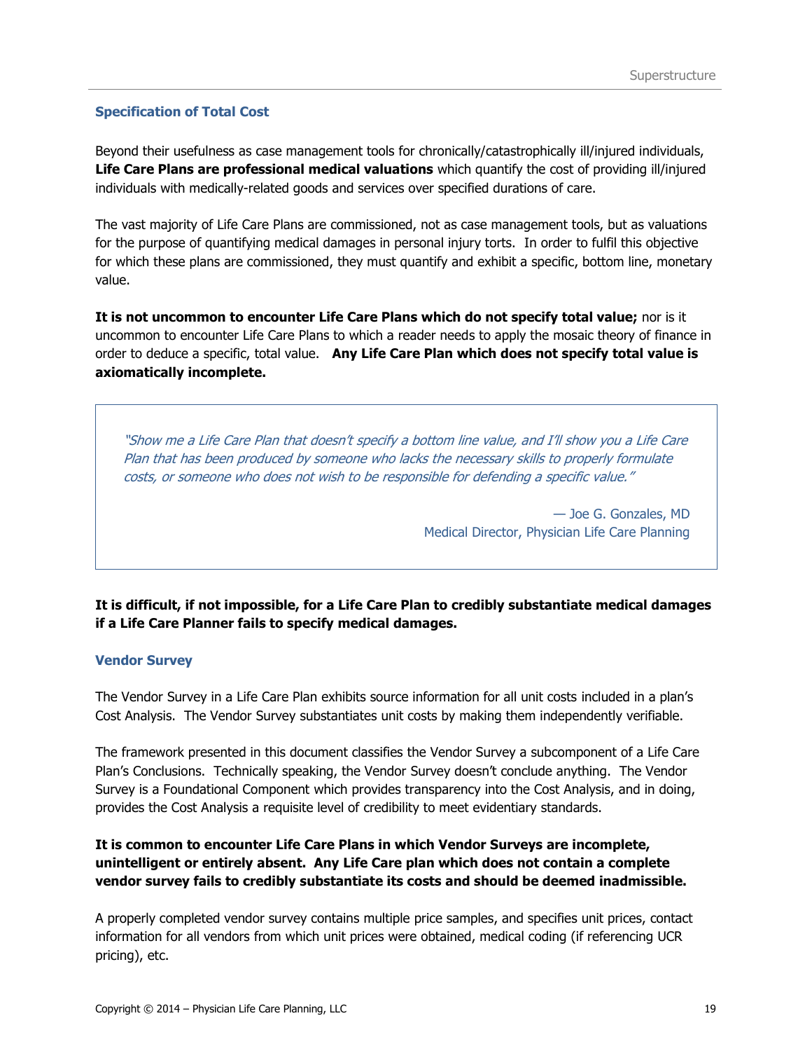### Specification of Total Cost

Beyond their usefulness as case management tools for chronically/catastrophically ill/injured individuals, **Life Care Plans are professional medical valuations** which quantify the cost of providing ill/injured individuals with medically-related goods and services over specified durations of care.

The vast majority of Life Care Plans are commissioned, not as case management tools, but as valuations for the purpose of quantifying medical damages in personal injury torts. In order to fulfil this objective for which these plans are commissioned, they must quantify and exhibit a specific, bottom line, monetary value.

**It is not uncommon to encounter Life Care Plans which do not specify total value;** nor is it uncommon to encounter Life Care Plans to which a reader needs to apply the mosaic theory of finance in order to deduce a specific, total value. **Any Life Care Plan which does not specify total value is axiomatically incomplete.**

> *"Show me a Life Care Plan that doesn't specify a bottom line value, and I'll show you a Life Care Plan that has been produced by someone who lacks the necessary skills to properly formulate costs, or someone who does not wish to be responsible for defending a specific value."*
>
> — Joe G. Gonzales, MD
> Medical Director, Physician Life Care Planning

**It is difficult, if not impossible, for a Life Care Plan to credibly substantiate medical damages if a Life Care Planner fails to specify medical damages.**

### Vendor Survey

The Vendor Survey in a Life Care Plan exhibits source information for all unit costs included in a plan's Cost Analysis. The Vendor Survey substantiates unit costs by making them independently verifiable.

The framework presented in this document classifies the Vendor Survey a subcomponent of a Life Care Plan's Conclusions. Technically speaking, the Vendor Survey doesn't conclude anything. The Vendor Survey is a Foundational Component which provides transparency into the Cost Analysis, and in doing, provides the Cost Analysis a requisite level of credibility to meet evidentiary standards.

**It is common to encounter Life Care Plans in which Vendor Surveys are incomplete, unintelligent or entirely absent. Any Life Care plan which does not contain a complete vendor survey fails to credibly substantiate its costs and should be deemed inadmissible.**

A properly completed vendor survey contains multiple price samples, and specifies unit prices, contact information for all vendors from which unit prices were obtained, medical coding (if referencing UCR pricing), etc.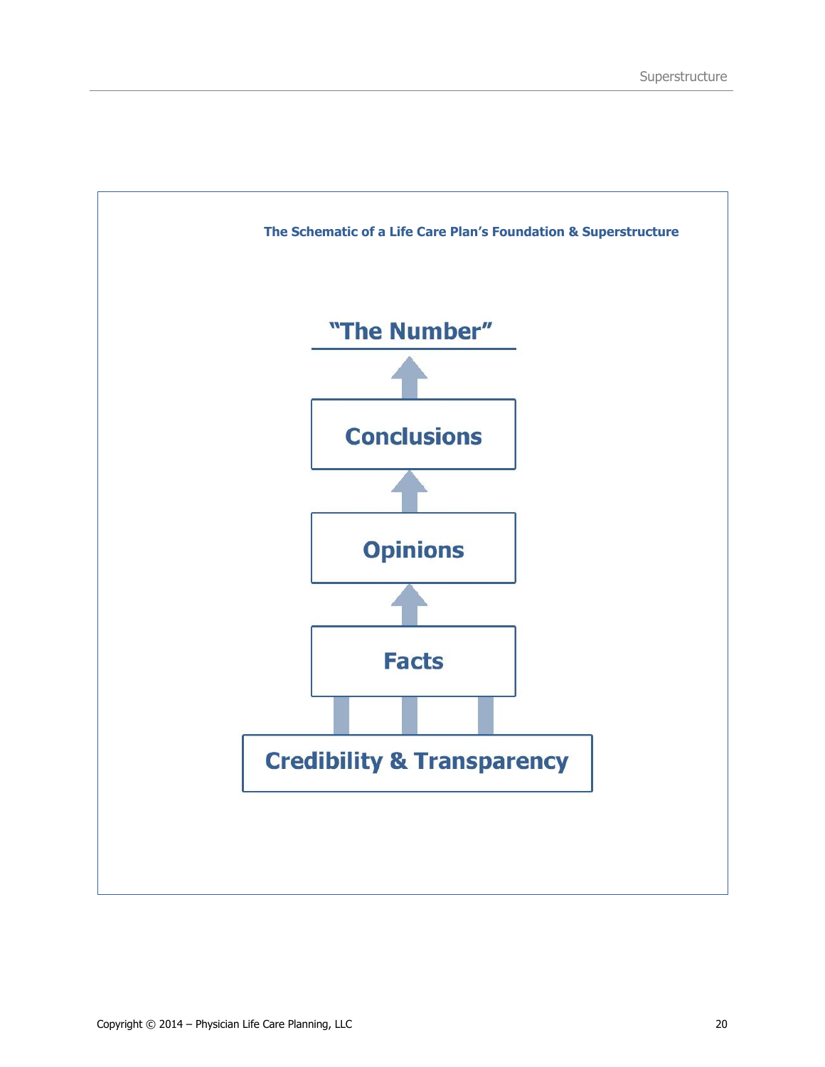**The Schematic of a Life Care Plan's Foundation & Superstructure**

**"The Number"**

↑

**Conclusions**

↑

**Opinions**

↑

**Facts**

↑ ↑ ↑

**Credibility & Transparency**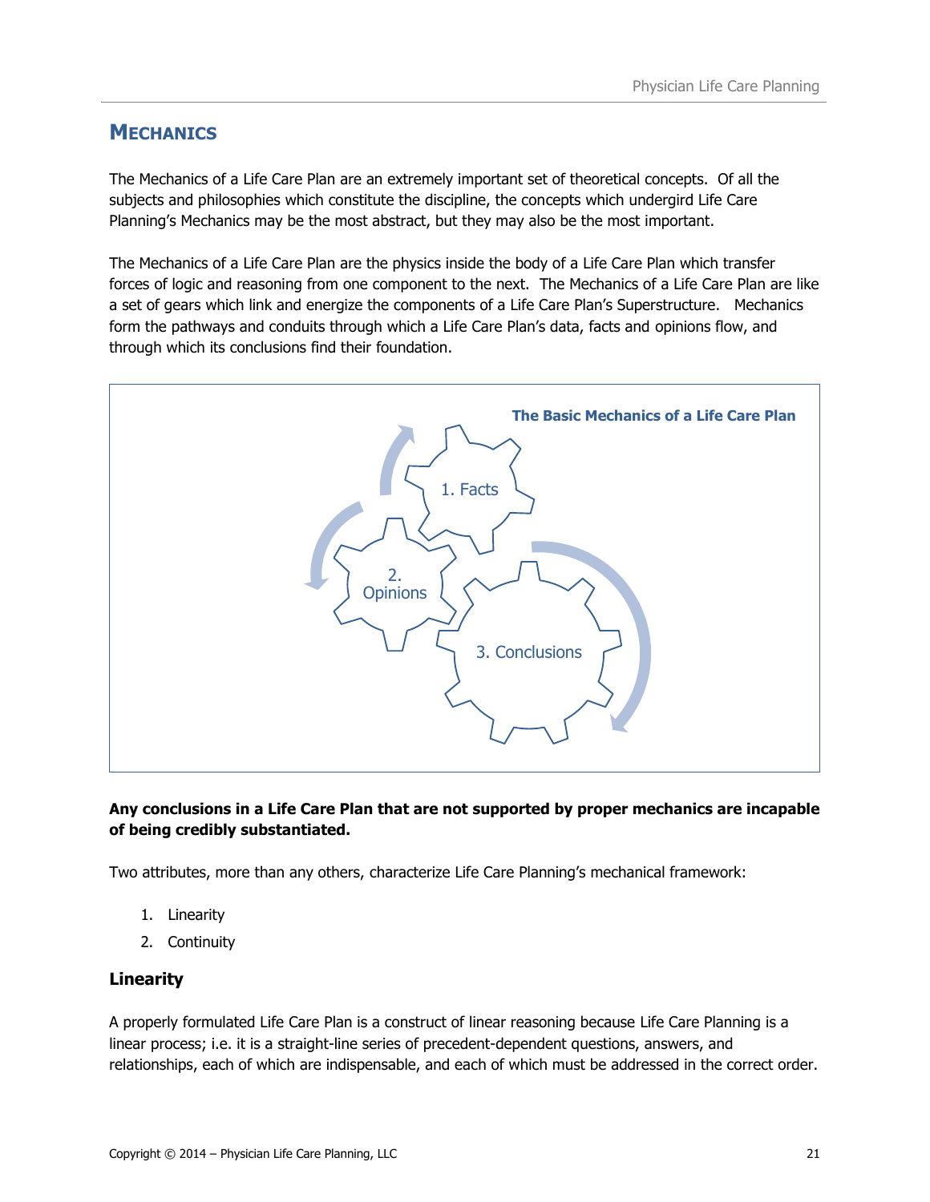## MECHANICS

The Mechanics of a Life Care Plan are an extremely important set of theoretical concepts. Of all the subjects and philosophies which constitute the discipline, the concepts which undergird Life Care Planning's Mechanics may be the most abstract, but they may also be the most important.

The Mechanics of a Life Care Plan are the physics inside the body of a Life Care Plan which transfer forces of logic and reasoning from one component to the next. The Mechanics of a Life Care Plan are like a set of gears which link and energize the components of a Life Care Plan's Superstructure. Mechanics form the pathways and conduits through which a Life Care Plan's data, facts and opinions flow, and through which its conclusions find their foundation.

**The Basic Mechanics of a Life Care Plan**

1. Facts
2. Opinions
3. Conclusions

**Any conclusions in a Life Care Plan that are not supported by proper mechanics are incapable of being credibly substantiated.**

Two attributes, more than any others, characterize Life Care Planning's mechanical framework:

1. Linearity
2. Continuity

### Linearity

A properly formulated Life Care Plan is a construct of linear reasoning because Life Care Planning is a linear process; i.e. it is a straight-line series of precedent-dependent questions, answers, and relationships, each of which are indispensable, and each of which must be addressed in the correct order.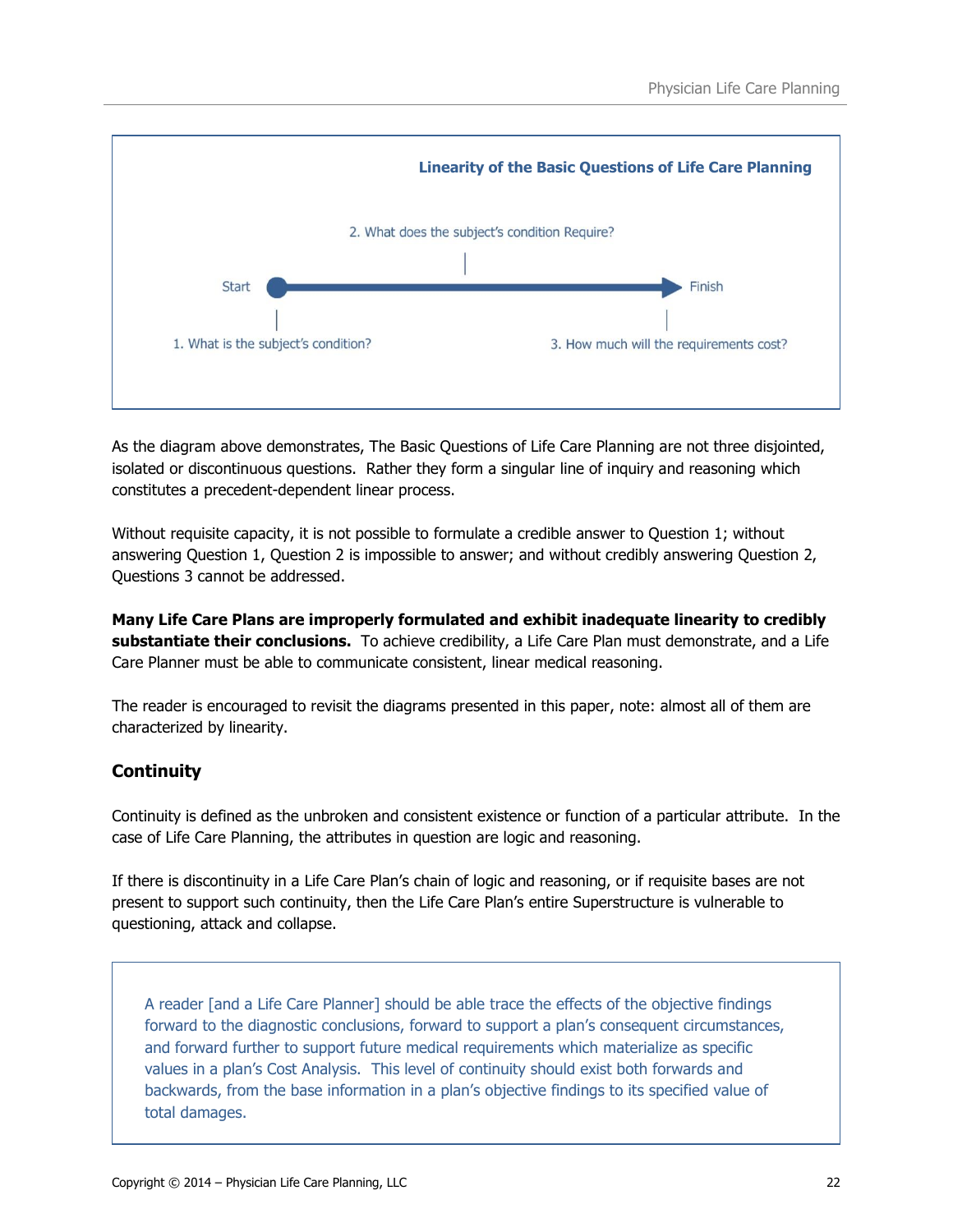**Linearity of the Basic Questions of Life Care Planning**

Start → Finish

1. What is the subject's condition?

2. What does the subject's condition Require?

3. How much will the requirements cost?

As the diagram above demonstrates, The Basic Questions of Life Care Planning are not three disjointed, isolated or discontinuous questions. Rather they form a singular line of inquiry and reasoning which constitutes a precedent-dependent linear process.

Without requisite capacity, it is not possible to formulate a credible answer to Question 1; without answering Question 1, Question 2 is impossible to answer; and without credibly answering Question 2, Questions 3 cannot be addressed.

**Many Life Care Plans are improperly formulated and exhibit inadequate linearity to credibly substantiate their conclusions.** To achieve credibility, a Life Care Plan must demonstrate, and a Life Care Planner must be able to communicate consistent, linear medical reasoning.

The reader is encouraged to revisit the diagrams presented in this paper, note: almost all of them are characterized by linearity.

### Continuity

Continuity is defined as the unbroken and consistent existence or function of a particular attribute. In the case of Life Care Planning, the attributes in question are logic and reasoning.

If there is discontinuity in a Life Care Plan's chain of logic and reasoning, or if requisite bases are not present to support such continuity, then the Life Care Plan's entire Superstructure is vulnerable to questioning, attack and collapse.

> A reader [and a Life Care Planner] should be able trace the effects of the objective findings forward to the diagnostic conclusions, forward to support a plan's consequent circumstances, and forward further to support future medical requirements which materialize as specific values in a plan's Cost Analysis. This level of continuity should exist both forwards and backwards, from the base information in a plan's objective findings to its specified value of total damages.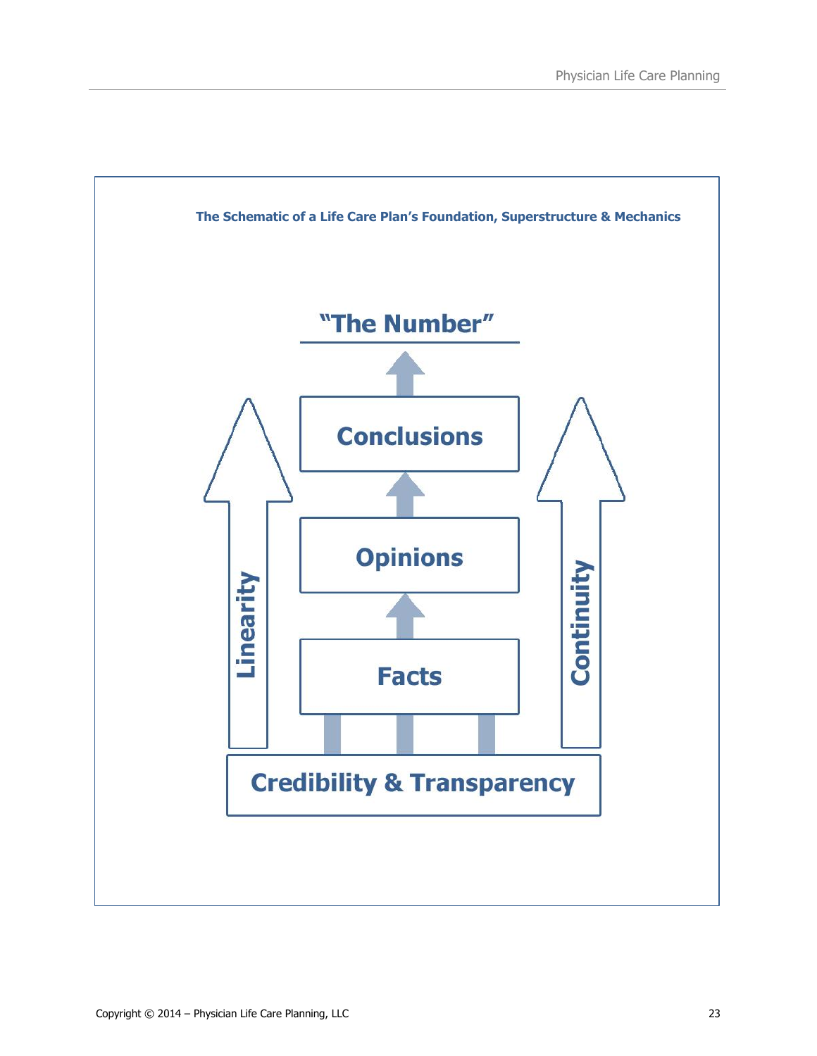**The Schematic of a Life Care Plan's Foundation, Superstructure & Mechanics**

"The Number"

Conclusions

Opinions

Facts

Linearity

Continuity

Credibility & Transparency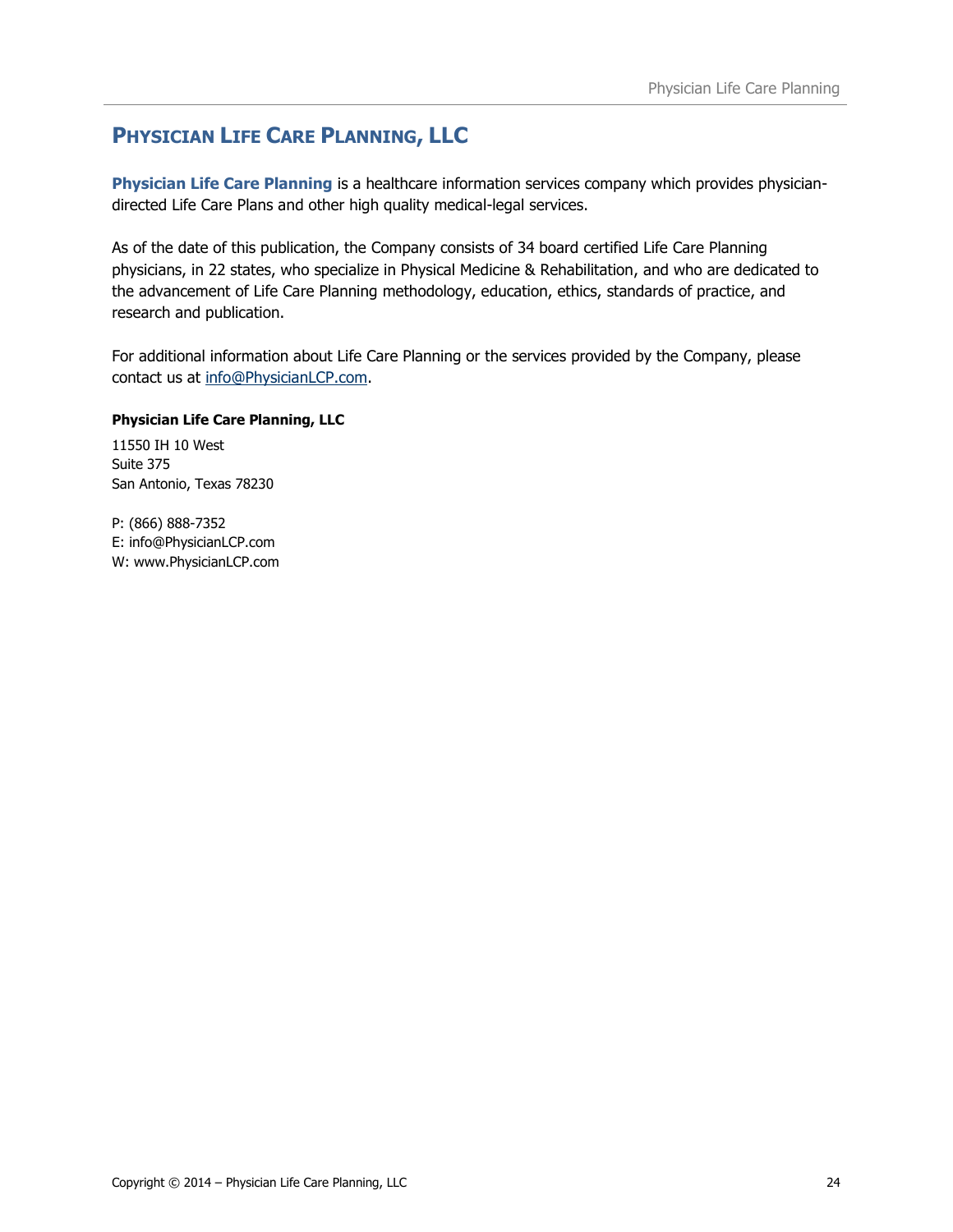## Physician Life Care Planning, LLC

**Physician Life Care Planning** is a healthcare information services company which provides physician-directed Life Care Plans and other high quality medical-legal services.

As of the date of this publication, the Company consists of 34 board certified Life Care Planning physicians, in 22 states, who specialize in Physical Medicine & Rehabilitation, and who are dedicated to the advancement of Life Care Planning methodology, education, ethics, standards of practice, and research and publication.

For additional information about Life Care Planning or the services provided by the Company, please contact us at info@PhysicianLCP.com.

**Physician Life Care Planning, LLC**

11550 IH 10 West
Suite 375
San Antonio, Texas 78230

P: (866) 888-7352
E: info@PhysicianLCP.com
W: www.PhysicianLCP.com

Copyright © 2014 – Physician Life Care Planning, LLC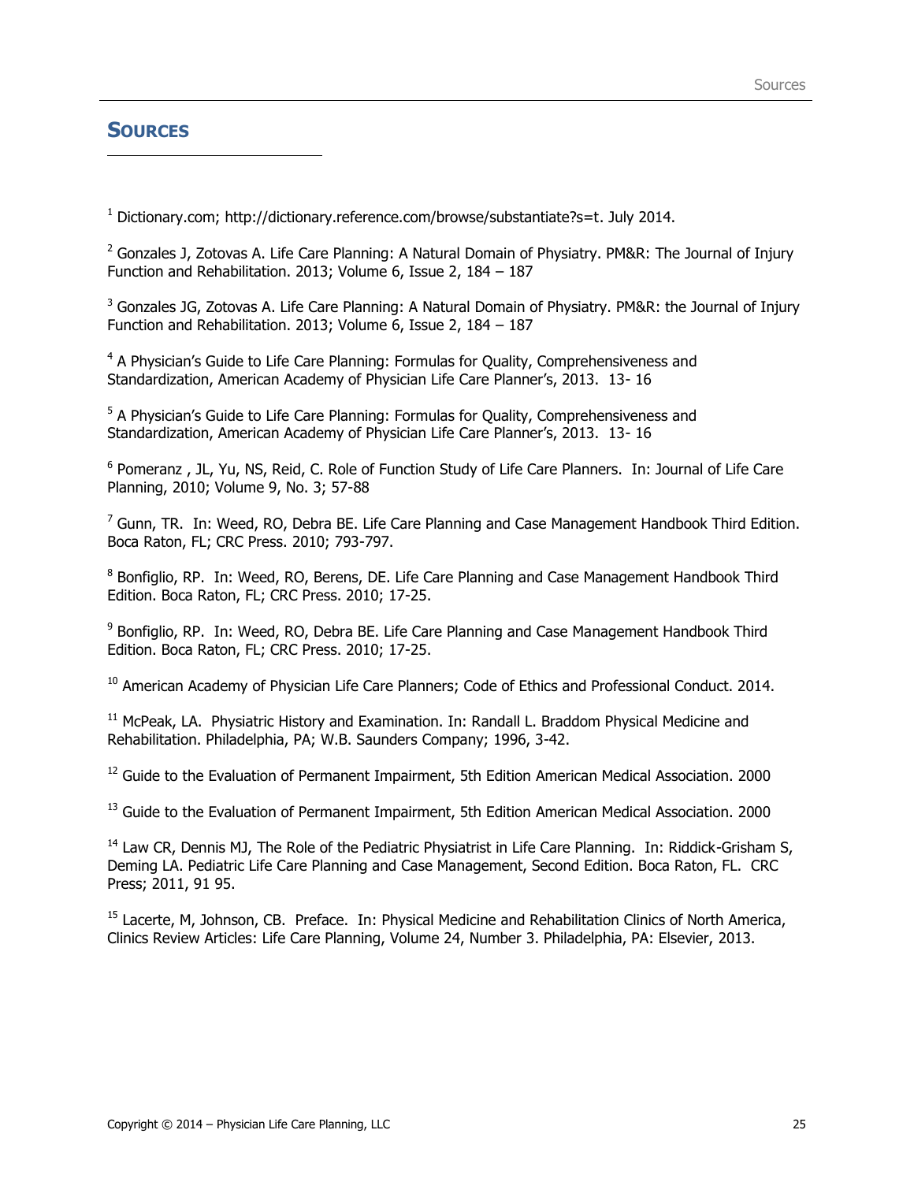## SOURCES

[1] Dictionary.com; http://dictionary.reference.com/browse/substantiate?s=t. July 2014.

[2] Gonzales J, Zotovas A. Life Care Planning: A Natural Domain of Physiatry. PM&R: The Journal of Injury Function and Rehabilitation. 2013; Volume 6, Issue 2, 184 – 187

[3] Gonzales JG, Zotovas A. Life Care Planning: A Natural Domain of Physiatry. PM&R: the Journal of Injury Function and Rehabilitation. 2013; Volume 6, Issue 2, 184 – 187

[4] A Physician's Guide to Life Care Planning: Formulas for Quality, Comprehensiveness and Standardization, American Academy of Physician Life Care Planner's, 2013. 13- 16

[5] A Physician's Guide to Life Care Planning: Formulas for Quality, Comprehensiveness and Standardization, American Academy of Physician Life Care Planner's, 2013. 13- 16

[6] Pomeranz , JL, Yu, NS, Reid, C. Role of Function Study of Life Care Planners. In: Journal of Life Care Planning, 2010; Volume 9, No. 3; 57-88

[7] Gunn, TR. In: Weed, RO, Debra BE. Life Care Planning and Case Management Handbook Third Edition. Boca Raton, FL; CRC Press. 2010; 793-797.

[8] Bonfiglio, RP. In: Weed, RO, Berens, DE. Life Care Planning and Case Management Handbook Third Edition. Boca Raton, FL; CRC Press. 2010; 17-25.

[9] Bonfiglio, RP. In: Weed, RO, Debra BE. Life Care Planning and Case Management Handbook Third Edition. Boca Raton, FL; CRC Press. 2010; 17-25.

[10] American Academy of Physician Life Care Planners; Code of Ethics and Professional Conduct. 2014.

[11] McPeak, LA. Physiatric History and Examination. In: Randall L. Braddom Physical Medicine and Rehabilitation. Philadelphia, PA; W.B. Saunders Company; 1996, 3-42.

[12] Guide to the Evaluation of Permanent Impairment, 5th Edition American Medical Association. 2000

[13] Guide to the Evaluation of Permanent Impairment, 5th Edition American Medical Association. 2000

[14] Law CR, Dennis MJ, The Role of the Pediatric Physiatrist in Life Care Planning. In: Riddick-Grisham S, Deming LA. Pediatric Life Care Planning and Case Management, Second Edition. Boca Raton, FL. CRC Press; 2011, 91 95.

[15] Lacerte, M, Johnson, CB. Preface. In: Physical Medicine and Rehabilitation Clinics of North America, Clinics Review Articles: Life Care Planning, Volume 24, Number 3. Philadelphia, PA: Elsevier, 2013.

Copyright © 2014 – Physician Life Care Planning, LLC